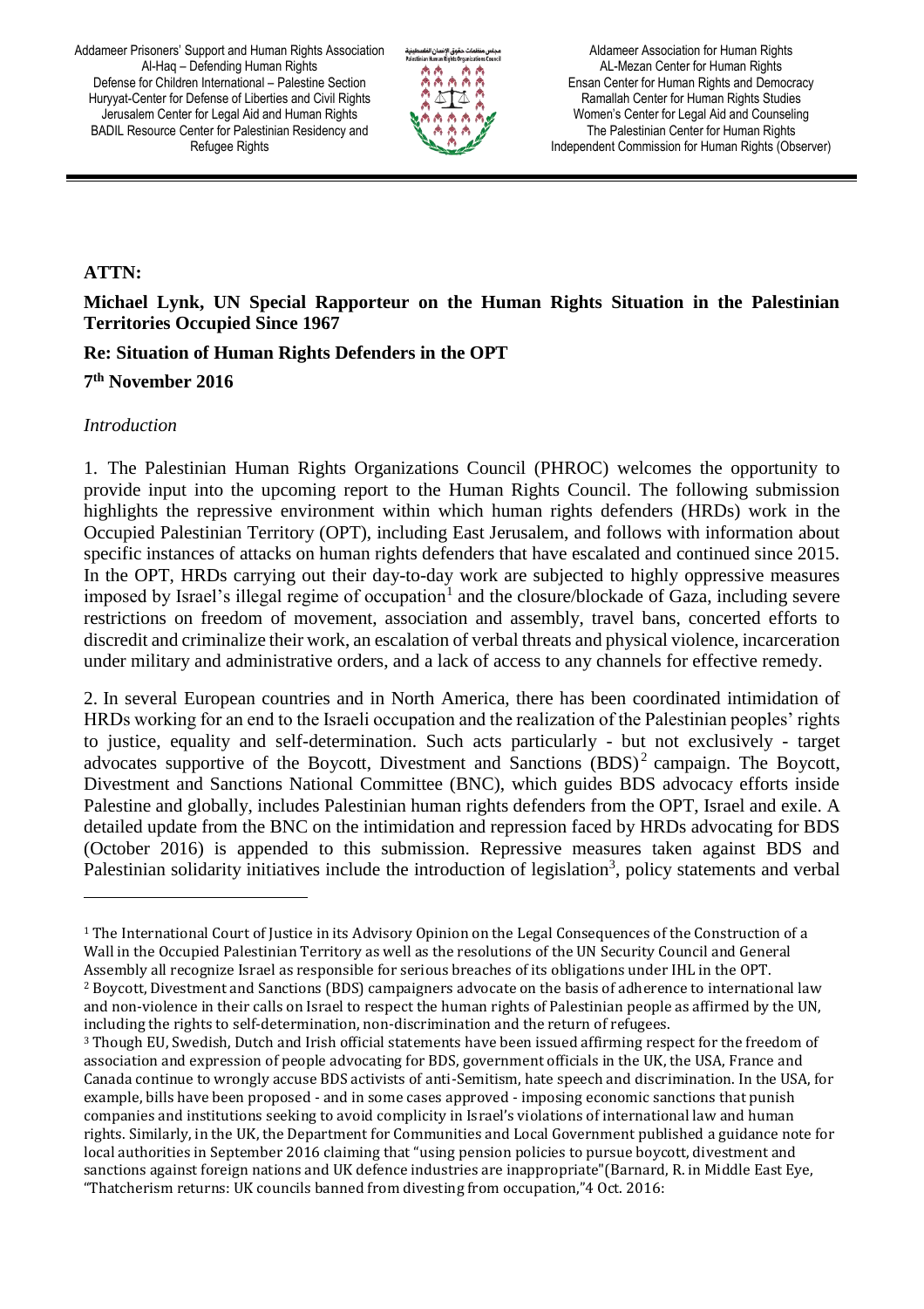Addameer Prisoners' Support and Human Rights Association
Al-Haq – Defending Human Rights
Defense for Children International – Palestine Section
Huryyat-Center for Defense of Liberties and Civil Rights
Jerusalem Center for Legal Aid and Human Rights
BADIL Resource Center for Palestinian Residency and Refugee Rights

مجلس منظمات حقوق الإنسان الفلسطينية
Palestinian Human Rights Organizations Council

Aldameer Association for Human Rights
AL-Mezan Center for Human Rights
Ensan Center for Human Rights and Democracy
Ramallah Center for Human Rights Studies
Women's Center for Legal Aid and Counseling
The Palestinian Center for Human Rights
Independent Commission for Human Rights (Observer)

---

**ATTN:**

**Michael Lynk, UN Special Rapporteur on the Human Rights Situation in the Palestinian Territories Occupied Since 1967**

**Re: Situation of Human Rights Defenders in the OPT**

**7th November 2016**

*Introduction*

1. The Palestinian Human Rights Organizations Council (PHROC) welcomes the opportunity to provide input into the upcoming report to the Human Rights Council. The following submission highlights the repressive environment within which human rights defenders (HRDs) work in the Occupied Palestinian Territory (OPT), including East Jerusalem, and follows with information about specific instances of attacks on human rights defenders that have escalated and continued since 2015. In the OPT, HRDs carrying out their day-to-day work are subjected to highly oppressive measures imposed by Israel's illegal regime of occupation[1] and the closure/blockade of Gaza, including severe restrictions on freedom of movement, association and assembly, travel bans, concerted efforts to discredit and criminalize their work, an escalation of verbal threats and physical violence, incarceration under military and administrative orders, and a lack of access to any channels for effective remedy.

2. In several European countries and in North America, there has been coordinated intimidation of HRDs working for an end to the Israeli occupation and the realization of the Palestinian peoples' rights to justice, equality and self-determination. Such acts particularly - but not exclusively - target advocates supportive of the Boycott, Divestment and Sanctions (BDS)[2] campaign. The Boycott, Divestment and Sanctions National Committee (BNC), which guides BDS advocacy efforts inside Palestine and globally, includes Palestinian human rights defenders from the OPT, Israel and exile. A detailed update from the BNC on the intimidation and repression faced by HRDs advocating for BDS (October 2016) is appended to this submission. Repressive measures taken against BDS and Palestinian solidarity initiatives include the introduction of legislation[3], policy statements and verbal

---

[1] The International Court of Justice in its Advisory Opinion on the Legal Consequences of the Construction of a Wall in the Occupied Palestinian Territory as well as the resolutions of the UN Security Council and General Assembly all recognize Israel as responsible for serious breaches of its obligations under IHL in the OPT.

[2] Boycott, Divestment and Sanctions (BDS) campaigners advocate on the basis of adherence to international law and non-violence in their calls on Israel to respect the human rights of Palestinian people as affirmed by the UN, including the rights to self-determination, non-discrimination and the return of refugees.

[3] Though EU, Swedish, Dutch and Irish official statements have been issued affirming respect for the freedom of association and expression of people advocating for BDS, government officials in the UK, the USA, France and Canada continue to wrongly accuse BDS activists of anti-Semitism, hate speech and discrimination. In the USA, for example, bills have been proposed - and in some cases approved - imposing economic sanctions that punish companies and institutions seeking to avoid complicity in Israel's violations of international law and human rights. Similarly, in the UK, the Department for Communities and Local Government published a guidance note for local authorities in September 2016 claiming that "using pension policies to pursue boycott, divestment and sanctions against foreign nations and UK defence industries are inappropriate"(Barnard, R. in Middle East Eye, "Thatcherism returns: UK councils banned from divesting from occupation,"4 Oct. 2016: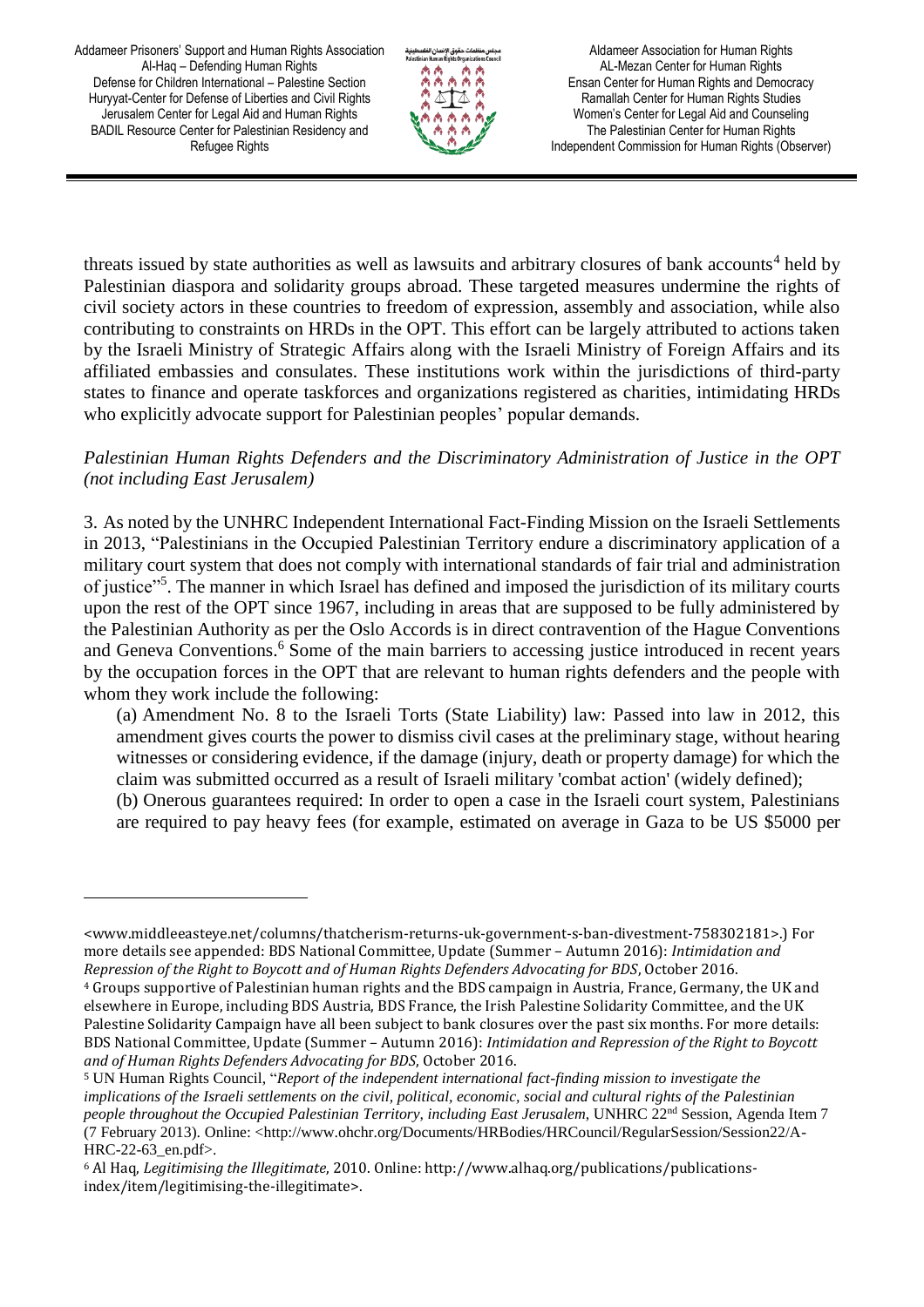threats issued by state authorities as well as lawsuits and arbitrary closures of bank accounts[4] held by Palestinian diaspora and solidarity groups abroad. These targeted measures undermine the rights of civil society actors in these countries to freedom of expression, assembly and association, while also contributing to constraints on HRDs in the OPT. This effort can be largely attributed to actions taken by the Israeli Ministry of Strategic Affairs along with the Israeli Ministry of Foreign Affairs and its affiliated embassies and consulates. These institutions work within the jurisdictions of third-party states to finance and operate taskforces and organizations registered as charities, intimidating HRDs who explicitly advocate support for Palestinian peoples' popular demands.

*Palestinian Human Rights Defenders and the Discriminatory Administration of Justice in the OPT (not including East Jerusalem)*

3. As noted by the UNHRC Independent International Fact-Finding Mission on the Israeli Settlements in 2013, "Palestinians in the Occupied Palestinian Territory endure a discriminatory application of a military court system that does not comply with international standards of fair trial and administration of justice"[5]. The manner in which Israel has defined and imposed the jurisdiction of its military courts upon the rest of the OPT since 1967, including in areas that are supposed to be fully administered by the Palestinian Authority as per the Oslo Accords is in direct contravention of the Hague Conventions and Geneva Conventions.[6] Some of the main barriers to accessing justice introduced in recent years by the occupation forces in the OPT that are relevant to human rights defenders and the people with whom they work include the following:

(a) Amendment No. 8 to the Israeli Torts (State Liability) law: Passed into law in 2012, this amendment gives courts the power to dismiss civil cases at the preliminary stage, without hearing witnesses or considering evidence, if the damage (injury, death or property damage) for which the claim was submitted occurred as a result of Israeli military 'combat action' (widely defined);

(b) Onerous guarantees required: In order to open a case in the Israeli court system, Palestinians are required to pay heavy fees (for example, estimated on average in Gaza to be US $5000 per

---

<www.middleeasteye.net/columns/thatcherism-returns-uk-government-s-ban-divestment-758302181>.) For more details see appended: BDS National Committee, Update (Summer – Autumn 2016): *Intimidation and Repression of the Right to Boycott and of Human Rights Defenders Advocating for BDS*, October 2016.

[4] Groups supportive of Palestinian human rights and the BDS campaign in Austria, France, Germany, the UK and elsewhere in Europe, including BDS Austria, BDS France, the Irish Palestine Solidarity Committee, and the UK Palestine Solidarity Campaign have all been subject to bank closures over the past six months. For more details: BDS National Committee, Update (Summer – Autumn 2016): *Intimidation and Repression of the Right to Boycott and of Human Rights Defenders Advocating for BDS*, October 2016.

[5] UN Human Rights Council, "*Report of the independent international fact-finding mission to investigate the implications of the Israeli settlements on the civil, political, economic, social and cultural rights of the Palestinian people throughout the Occupied Palestinian Territory, including East Jerusalem*, UNHRC 22nd Session, Agenda Item 7 (7 February 2013). Online: <http://www.ohchr.org/Documents/HRBodies/HRCouncil/RegularSession/Session22/A-HRC-22-63_en.pdf>.

[6] Al Haq, *Legitimising the Illegitimate*, 2010. Online: http://www.alhaq.org/publications/publications-index/item/legitimising-the-illegitimate>.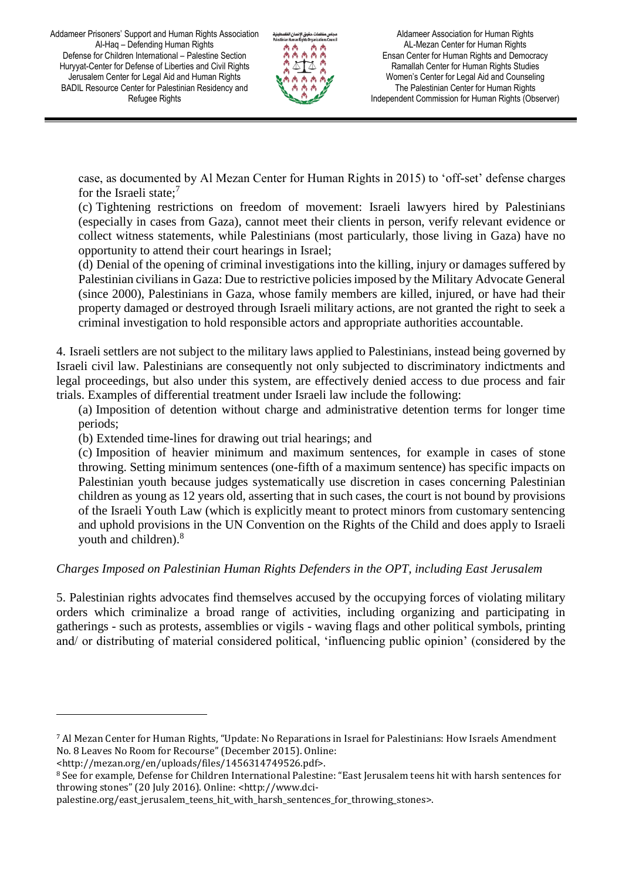case, as documented by Al Mezan Center for Human Rights in 2015) to 'off-set' defense charges for the Israeli state;[7]

(c) Tightening restrictions on freedom of movement: Israeli lawyers hired by Palestinians (especially in cases from Gaza), cannot meet their clients in person, verify relevant evidence or collect witness statements, while Palestinians (most particularly, those living in Gaza) have no opportunity to attend their court hearings in Israel;

(d) Denial of the opening of criminal investigations into the killing, injury or damages suffered by Palestinian civilians in Gaza: Due to restrictive policies imposed by the Military Advocate General (since 2000), Palestinians in Gaza, whose family members are killed, injured, or have had their property damaged or destroyed through Israeli military actions, are not granted the right to seek a criminal investigation to hold responsible actors and appropriate authorities accountable.

4. Israeli settlers are not subject to the military laws applied to Palestinians, instead being governed by Israeli civil law. Palestinians are consequently not only subjected to discriminatory indictments and legal proceedings, but also under this system, are effectively denied access to due process and fair trials. Examples of differential treatment under Israeli law include the following:

(a) Imposition of detention without charge and administrative detention terms for longer time periods;

(b) Extended time-lines for drawing out trial hearings; and

(c) Imposition of heavier minimum and maximum sentences, for example in cases of stone throwing. Setting minimum sentences (one-fifth of a maximum sentence) has specific impacts on Palestinian youth because judges systematically use discretion in cases concerning Palestinian children as young as 12 years old, asserting that in such cases, the court is not bound by provisions of the Israeli Youth Law (which is explicitly meant to protect minors from customary sentencing and uphold provisions in the UN Convention on the Rights of the Child and does apply to Israeli youth and children).[8]

*Charges Imposed on Palestinian Human Rights Defenders in the OPT, including East Jerusalem*

5. Palestinian rights advocates find themselves accused by the occupying forces of violating military orders which criminalize a broad range of activities, including organizing and participating in gatherings - such as protests, assemblies or vigils - waving flags and other political symbols, printing and/ or distributing of material considered political, 'influencing public opinion' (considered by the

---

[7] Al Mezan Center for Human Rights, "Update: No Reparations in Israel for Palestinians: How Israels Amendment No. 8 Leaves No Room for Recourse" (December 2015). Online: <http://mezan.org/en/uploads/files/1456314749526.pdf>.

[8] See for example, Defense for Children International Palestine: "East Jerusalem teens hit with harsh sentences for throwing stones" (20 July 2016). Online: <http://www.dci-palestine.org/east_jerusalem_teens_hit_with_harsh_sentences_for_throwing_stones>.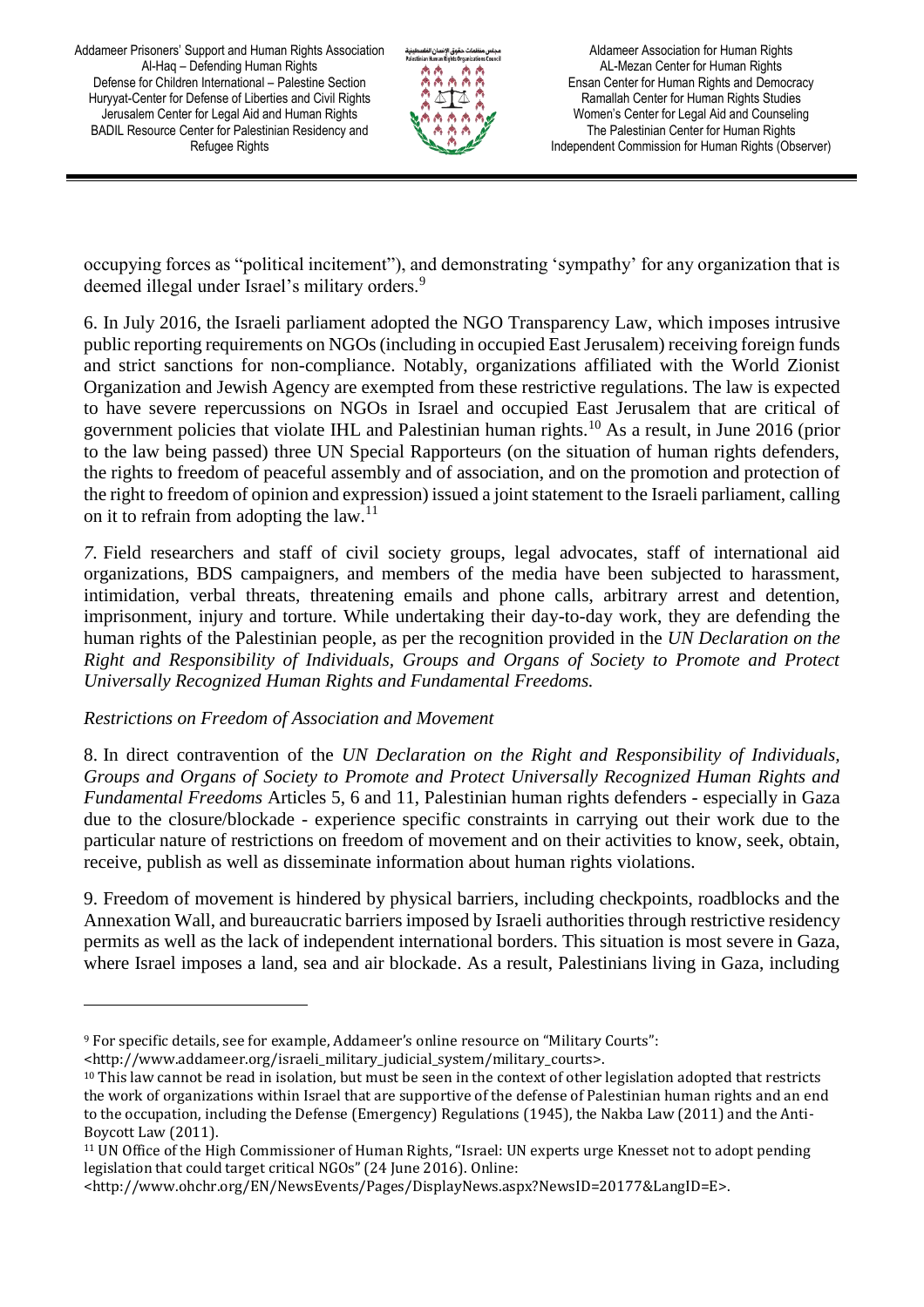occupying forces as "political incitement"), and demonstrating 'sympathy' for any organization that is deemed illegal under Israel's military orders.[9]

6. In July 2016, the Israeli parliament adopted the NGO Transparency Law, which imposes intrusive public reporting requirements on NGOs (including in occupied East Jerusalem) receiving foreign funds and strict sanctions for non-compliance. Notably, organizations affiliated with the World Zionist Organization and Jewish Agency are exempted from these restrictive regulations. The law is expected to have severe repercussions on NGOs in Israel and occupied East Jerusalem that are critical of government policies that violate IHL and Palestinian human rights.[10] As a result, in June 2016 (prior to the law being passed) three UN Special Rapporteurs (on the situation of human rights defenders, the rights to freedom of peaceful assembly and of association, and on the promotion and protection of the right to freedom of opinion and expression) issued a joint statement to the Israeli parliament, calling on it to refrain from adopting the law.[11]

*7.* Field researchers and staff of civil society groups, legal advocates, staff of international aid organizations, BDS campaigners, and members of the media have been subjected to harassment, intimidation, verbal threats, threatening emails and phone calls, arbitrary arrest and detention, imprisonment, injury and torture. While undertaking their day-to-day work, they are defending the human rights of the Palestinian people, as per the recognition provided in the *UN Declaration on the Right and Responsibility of Individuals, Groups and Organs of Society to Promote and Protect Universally Recognized Human Rights and Fundamental Freedoms.*

*Restrictions on Freedom of Association and Movement*

8. In direct contravention of the *UN Declaration on the Right and Responsibility of Individuals, Groups and Organs of Society to Promote and Protect Universally Recognized Human Rights and Fundamental Freedoms* Articles 5, 6 and 11, Palestinian human rights defenders - especially in Gaza due to the closure/blockade - experience specific constraints in carrying out their work due to the particular nature of restrictions on freedom of movement and on their activities to know, seek, obtain, receive, publish as well as disseminate information about human rights violations.

9. Freedom of movement is hindered by physical barriers, including checkpoints, roadblocks and the Annexation Wall, and bureaucratic barriers imposed by Israeli authorities through restrictive residency permits as well as the lack of independent international borders. This situation is most severe in Gaza, where Israel imposes a land, sea and air blockade. As a result, Palestinians living in Gaza, including

---

[9] For specific details, see for example, Addameer's online resource on "Military Courts": <http://www.addameer.org/israeli_military_judicial_system/military_courts>.

[10] This law cannot be read in isolation, but must be seen in the context of other legislation adopted that restricts the work of organizations within Israel that are supportive of the defense of Palestinian human rights and an end to the occupation, including the Defense (Emergency) Regulations (1945), the Nakba Law (2011) and the Anti-Boycott Law (2011).

[11] UN Office of the High Commissioner of Human Rights, "Israel: UN experts urge Knesset not to adopt pending legislation that could target critical NGOs" (24 June 2016). Online: <http://www.ohchr.org/EN/NewsEvents/Pages/DisplayNews.aspx?NewsID=20177&LangID=E>.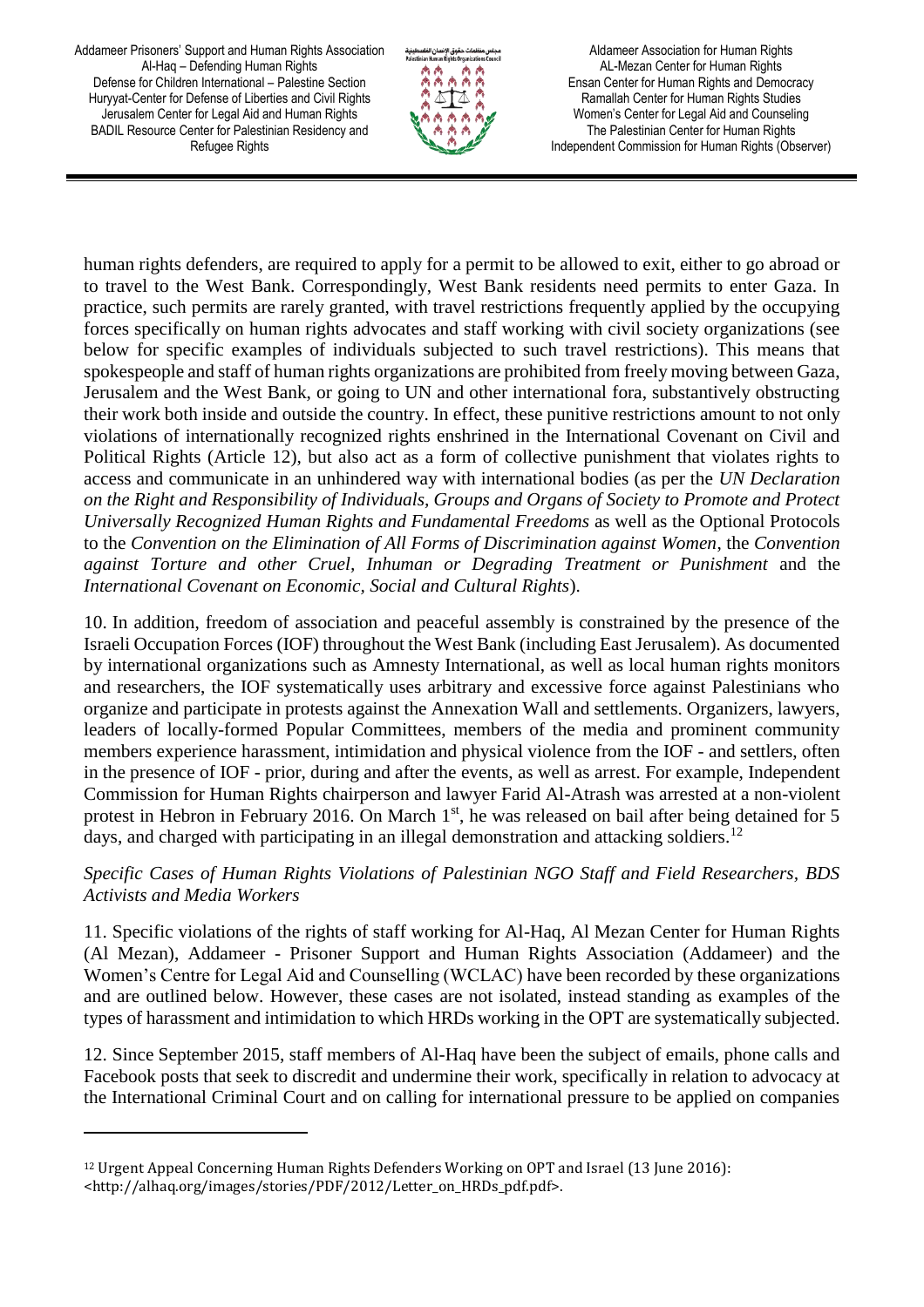human rights defenders, are required to apply for a permit to be allowed to exit, either to go abroad or to travel to the West Bank. Correspondingly, West Bank residents need permits to enter Gaza. In practice, such permits are rarely granted, with travel restrictions frequently applied by the occupying forces specifically on human rights advocates and staff working with civil society organizations (see below for specific examples of individuals subjected to such travel restrictions). This means that spokespeople and staff of human rights organizations are prohibited from freely moving between Gaza, Jerusalem and the West Bank, or going to UN and other international fora, substantively obstructing their work both inside and outside the country. In effect, these punitive restrictions amount to not only violations of internationally recognized rights enshrined in the International Covenant on Civil and Political Rights (Article 12), but also act as a form of collective punishment that violates rights to access and communicate in an unhindered way with international bodies (as per the *UN Declaration on the Right and Responsibility of Individuals, Groups and Organs of Society to Promote and Protect Universally Recognized Human Rights and Fundamental Freedoms* as well as the Optional Protocols to the *Convention on the Elimination of All Forms of Discrimination against Women*, the *Convention against Torture and other Cruel, Inhuman or Degrading Treatment or Punishment* and the *International Covenant on Economic, Social and Cultural Rights*).

10. In addition, freedom of association and peaceful assembly is constrained by the presence of the Israeli Occupation Forces (IOF) throughout the West Bank (including East Jerusalem). As documented by international organizations such as Amnesty International, as well as local human rights monitors and researchers, the IOF systematically uses arbitrary and excessive force against Palestinians who organize and participate in protests against the Annexation Wall and settlements. Organizers, lawyers, leaders of locally-formed Popular Committees, members of the media and prominent community members experience harassment, intimidation and physical violence from the IOF - and settlers, often in the presence of IOF - prior, during and after the events, as well as arrest. For example, Independent Commission for Human Rights chairperson and lawyer Farid Al-Atrash was arrested at a non-violent protest in Hebron in February 2016. On March 1st, he was released on bail after being detained for 5 days, and charged with participating in an illegal demonstration and attacking soldiers.[12]

*Specific Cases of Human Rights Violations of Palestinian NGO Staff and Field Researchers, BDS Activists and Media Workers*

11. Specific violations of the rights of staff working for Al-Haq, Al Mezan Center for Human Rights (Al Mezan), Addameer - Prisoner Support and Human Rights Association (Addameer) and the Women's Centre for Legal Aid and Counselling (WCLAC) have been recorded by these organizations and are outlined below. However, these cases are not isolated, instead standing as examples of the types of harassment and intimidation to which HRDs working in the OPT are systematically subjected.

12. Since September 2015, staff members of Al-Haq have been the subject of emails, phone calls and Facebook posts that seek to discredit and undermine their work, specifically in relation to advocacy at the International Criminal Court and on calling for international pressure to be applied on companies

[12] Urgent Appeal Concerning Human Rights Defenders Working on OPT and Israel (13 June 2016): <http://alhaq.org/images/stories/PDF/2012/Letter_on_HRDs_pdf.pdf>.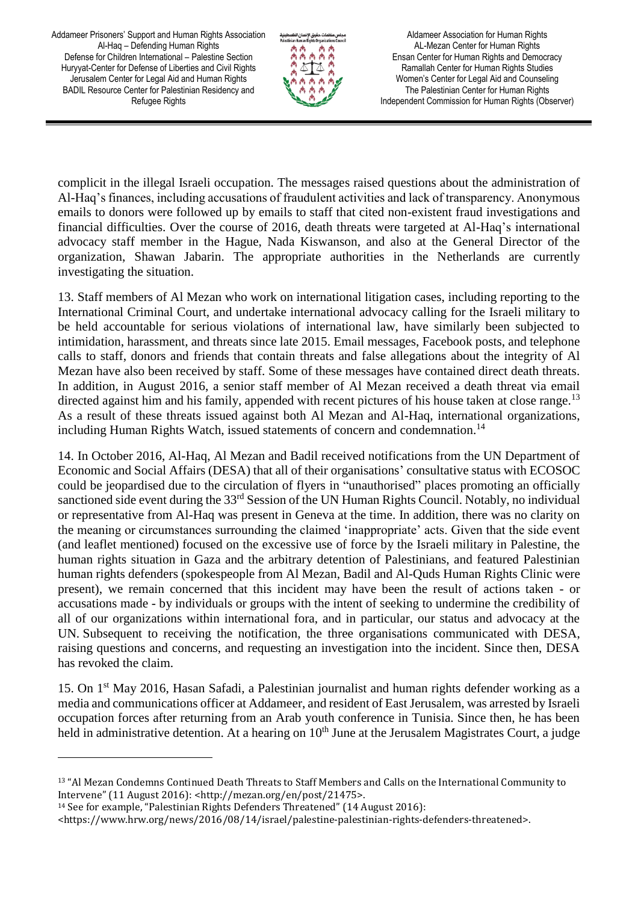complicit in the illegal Israeli occupation. The messages raised questions about the administration of Al-Haq's finances, including accusations of fraudulent activities and lack of transparency. Anonymous emails to donors were followed up by emails to staff that cited non-existent fraud investigations and financial difficulties. Over the course of 2016, death threats were targeted at Al-Haq's international advocacy staff member in the Hague, Nada Kiswanson, and also at the General Director of the organization, Shawan Jabarin. The appropriate authorities in the Netherlands are currently investigating the situation.

13. Staff members of Al Mezan who work on international litigation cases, including reporting to the International Criminal Court, and undertake international advocacy calling for the Israeli military to be held accountable for serious violations of international law, have similarly been subjected to intimidation, harassment, and threats since late 2015. Email messages, Facebook posts, and telephone calls to staff, donors and friends that contain threats and false allegations about the integrity of Al Mezan have also been received by staff. Some of these messages have contained direct death threats. In addition, in August 2016, a senior staff member of Al Mezan received a death threat via email directed against him and his family, appended with recent pictures of his house taken at close range.[13] As a result of these threats issued against both Al Mezan and Al-Haq, international organizations, including Human Rights Watch, issued statements of concern and condemnation.[14]

14. In October 2016, Al-Haq, Al Mezan and Badil received notifications from the UN Department of Economic and Social Affairs (DESA) that all of their organisations' consultative status with ECOSOC could be jeopardised due to the circulation of flyers in "unauthorised" places promoting an officially sanctioned side event during the 33rd Session of the UN Human Rights Council. Notably, no individual or representative from Al-Haq was present in Geneva at the time. In addition, there was no clarity on the meaning or circumstances surrounding the claimed 'inappropriate' acts. Given that the side event (and leaflet mentioned) focused on the excessive use of force by the Israeli military in Palestine, the human rights situation in Gaza and the arbitrary detention of Palestinians, and featured Palestinian human rights defenders (spokespeople from Al Mezan, Badil and Al-Quds Human Rights Clinic were present), we remain concerned that this incident may have been the result of actions taken - or accusations made - by individuals or groups with the intent of seeking to undermine the credibility of all of our organizations within international fora, and in particular, our status and advocacy at the UN. Subsequent to receiving the notification, the three organisations communicated with DESA, raising questions and concerns, and requesting an investigation into the incident. Since then, DESA has revoked the claim.

15. On 1st May 2016, Hasan Safadi, a Palestinian journalist and human rights defender working as a media and communications officer at Addameer, and resident of East Jerusalem, was arrested by Israeli occupation forces after returning from an Arab youth conference in Tunisia. Since then, he has been held in administrative detention. At a hearing on 10th June at the Jerusalem Magistrates Court, a judge

---

[13] "Al Mezan Condemns Continued Death Threats to Staff Members and Calls on the International Community to Intervene" (11 August 2016): <http://mezan.org/en/post/21475>.

[14] See for example, "Palestinian Rights Defenders Threatened" (14 August 2016): <https://www.hrw.org/news/2016/08/14/israel/palestine-palestinian-rights-defenders-threatened>.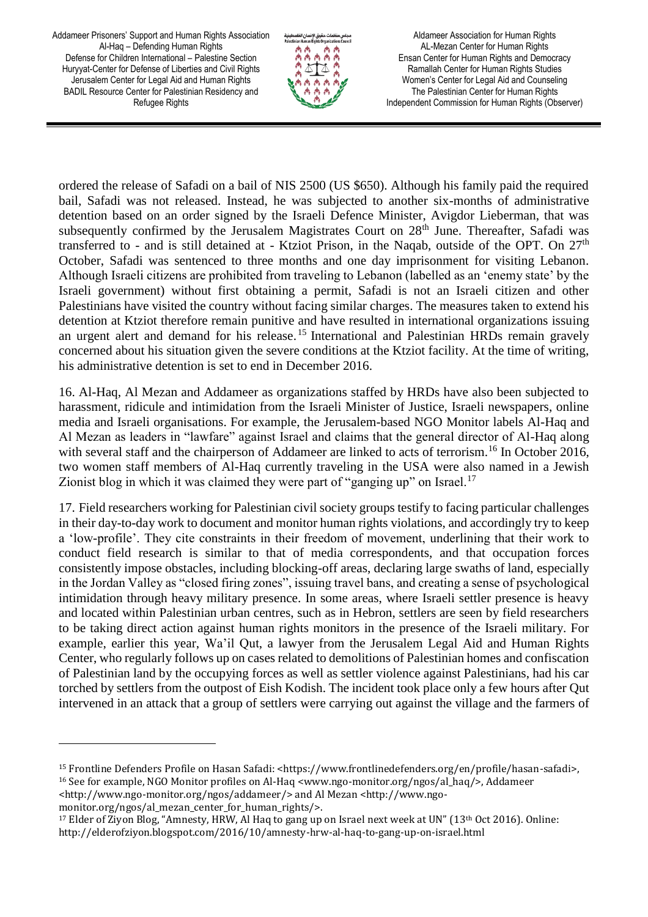ordered the release of Safadi on a bail of NIS 2500 (US $650). Although his family paid the required bail, Safadi was not released. Instead, he was subjected to another six-months of administrative detention based on an order signed by the Israeli Defence Minister, Avigdor Lieberman, that was subsequently confirmed by the Jerusalem Magistrates Court on 28th June. Thereafter, Safadi was transferred to - and is still detained at - Ktziot Prison, in the Naqab, outside of the OPT. On 27th October, Safadi was sentenced to three months and one day imprisonment for visiting Lebanon. Although Israeli citizens are prohibited from traveling to Lebanon (labelled as an 'enemy state' by the Israeli government) without first obtaining a permit, Safadi is not an Israeli citizen and other Palestinians have visited the country without facing similar charges. The measures taken to extend his detention at Ktziot therefore remain punitive and have resulted in international organizations issuing an urgent alert and demand for his release.[15] International and Palestinian HRDs remain gravely concerned about his situation given the severe conditions at the Ktziot facility. At the time of writing, his administrative detention is set to end in December 2016.

16. Al-Haq, Al Mezan and Addameer as organizations staffed by HRDs have also been subjected to harassment, ridicule and intimidation from the Israeli Minister of Justice, Israeli newspapers, online media and Israeli organisations. For example, the Jerusalem-based NGO Monitor labels Al-Haq and Al Mezan as leaders in "lawfare" against Israel and claims that the general director of Al-Haq along with several staff and the chairperson of Addameer are linked to acts of terrorism.[16] In October 2016, two women staff members of Al-Haq currently traveling in the USA were also named in a Jewish Zionist blog in which it was claimed they were part of "ganging up" on Israel.[17]

17. Field researchers working for Palestinian civil society groups testify to facing particular challenges in their day-to-day work to document and monitor human rights violations, and accordingly try to keep a 'low-profile'. They cite constraints in their freedom of movement, underlining that their work to conduct field research is similar to that of media correspondents, and that occupation forces consistently impose obstacles, including blocking-off areas, declaring large swaths of land, especially in the Jordan Valley as "closed firing zones", issuing travel bans, and creating a sense of psychological intimidation through heavy military presence. In some areas, where Israeli settler presence is heavy and located within Palestinian urban centres, such as in Hebron, settlers are seen by field researchers to be taking direct action against human rights monitors in the presence of the Israeli military. For example, earlier this year, Wa'il Qut, a lawyer from the Jerusalem Legal Aid and Human Rights Center, who regularly follows up on cases related to demolitions of Palestinian homes and confiscation of Palestinian land by the occupying forces as well as settler violence against Palestinians, had his car torched by settlers from the outpost of Eish Kodish. The incident took place only a few hours after Qut intervened in an attack that a group of settlers were carrying out against the village and the farmers of

---

[15] Frontline Defenders Profile on Hasan Safadi: <https://www.frontlinedefenders.org/en/profile/hasan-safadi>,

[16] See for example, NGO Monitor profiles on Al-Haq <www.ngo-monitor.org/ngos/al_haq/>, Addameer <http://www.ngo-monitor.org/ngos/addameer/> and Al Mezan <http://www.ngo-monitor.org/ngos/al_mezan_center_for_human_rights/>.

[17] Elder of Ziyon Blog, "Amnesty, HRW, Al Haq to gang up on Israel next week at UN" (13th Oct 2016). Online: http://elderofziyon.blogspot.com/2016/10/amnesty-hrw-al-haq-to-gang-up-on-israel.html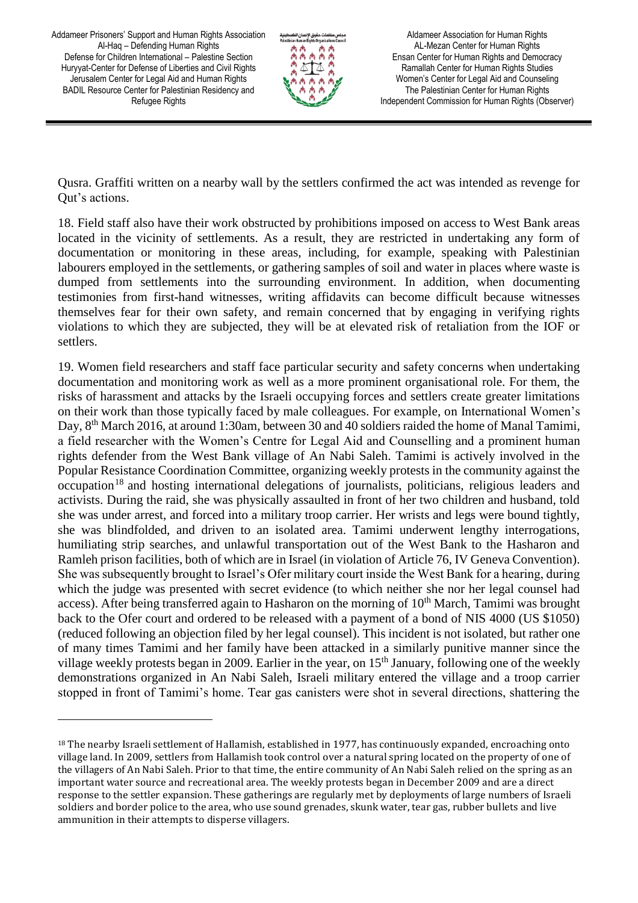Qusra. Graffiti written on a nearby wall by the settlers confirmed the act was intended as revenge for Qut's actions.

18. Field staff also have their work obstructed by prohibitions imposed on access to West Bank areas located in the vicinity of settlements. As a result, they are restricted in undertaking any form of documentation or monitoring in these areas, including, for example, speaking with Palestinian labourers employed in the settlements, or gathering samples of soil and water in places where waste is dumped from settlements into the surrounding environment. In addition, when documenting testimonies from first-hand witnesses, writing affidavits can become difficult because witnesses themselves fear for their own safety, and remain concerned that by engaging in verifying rights violations to which they are subjected, they will be at elevated risk of retaliation from the IOF or settlers.

19. Women field researchers and staff face particular security and safety concerns when undertaking documentation and monitoring work as well as a more prominent organisational role. For them, the risks of harassment and attacks by the Israeli occupying forces and settlers create greater limitations on their work than those typically faced by male colleagues. For example, on International Women's Day, 8th March 2016, at around 1:30am, between 30 and 40 soldiers raided the home of Manal Tamimi, a field researcher with the Women's Centre for Legal Aid and Counselling and a prominent human rights defender from the West Bank village of An Nabi Saleh. Tamimi is actively involved in the Popular Resistance Coordination Committee, organizing weekly protests in the community against the occupation[18] and hosting international delegations of journalists, politicians, religious leaders and activists. During the raid, she was physically assaulted in front of her two children and husband, told she was under arrest, and forced into a military troop carrier. Her wrists and legs were bound tightly, she was blindfolded, and driven to an isolated area. Tamimi underwent lengthy interrogations, humiliating strip searches, and unlawful transportation out of the West Bank to the Hasharon and Ramleh prison facilities, both of which are in Israel (in violation of Article 76, IV Geneva Convention). She was subsequently brought to Israel's Ofer military court inside the West Bank for a hearing, during which the judge was presented with secret evidence (to which neither she nor her legal counsel had access). After being transferred again to Hasharon on the morning of 10th March, Tamimi was brought back to the Ofer court and ordered to be released with a payment of a bond of NIS 4000 (US $1050) (reduced following an objection filed by her legal counsel). This incident is not isolated, but rather one of many times Tamimi and her family have been attacked in a similarly punitive manner since the village weekly protests began in 2009. Earlier in the year, on 15th January, following one of the weekly demonstrations organized in An Nabi Saleh, Israeli military entered the village and a troop carrier stopped in front of Tamimi's home. Tear gas canisters were shot in several directions, shattering the

---

[18] The nearby Israeli settlement of Hallamish, established in 1977, has continuously expanded, encroaching onto village land. In 2009, settlers from Hallamish took control over a natural spring located on the property of one of the villagers of An Nabi Saleh. Prior to that time, the entire community of An Nabi Saleh relied on the spring as an important water source and recreational area. The weekly protests began in December 2009 and are a direct response to the settler expansion. These gatherings are regularly met by deployments of large numbers of Israeli soldiers and border police to the area, who use sound grenades, skunk water, tear gas, rubber bullets and live ammunition in their attempts to disperse villagers.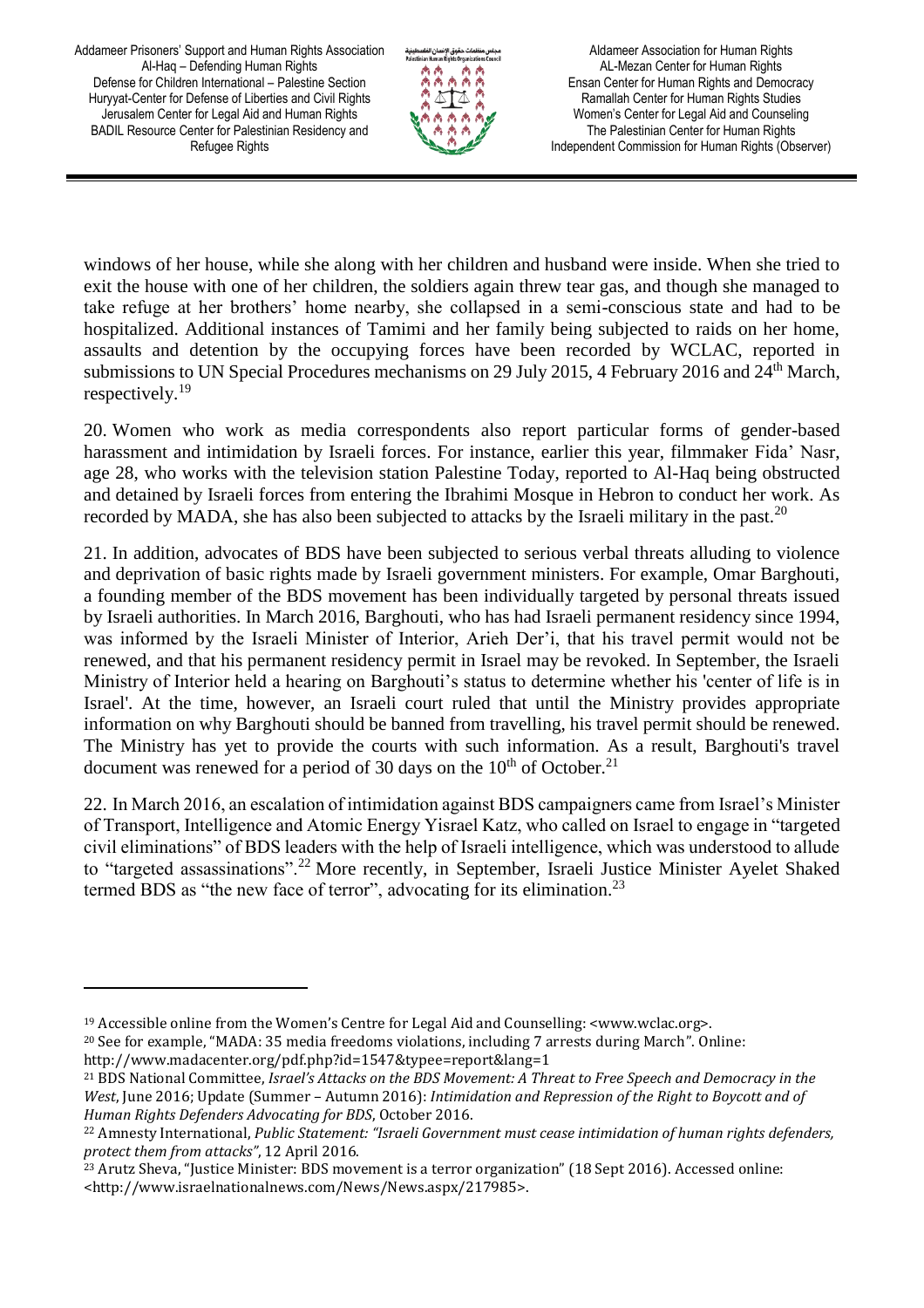windows of her house, while she along with her children and husband were inside. When she tried to exit the house with one of her children, the soldiers again threw tear gas, and though she managed to take refuge at her brothers' home nearby, she collapsed in a semi-conscious state and had to be hospitalized. Additional instances of Tamimi and her family being subjected to raids on her home, assaults and detention by the occupying forces have been recorded by WCLAC, reported in submissions to UN Special Procedures mechanisms on 29 July 2015, 4 February 2016 and 24th March, respectively.[19]

20. Women who work as media correspondents also report particular forms of gender-based harassment and intimidation by Israeli forces. For instance, earlier this year, filmmaker Fida' Nasr, age 28, who works with the television station Palestine Today, reported to Al-Haq being obstructed and detained by Israeli forces from entering the Ibrahimi Mosque in Hebron to conduct her work. As recorded by MADA, she has also been subjected to attacks by the Israeli military in the past.[20]

21. In addition, advocates of BDS have been subjected to serious verbal threats alluding to violence and deprivation of basic rights made by Israeli government ministers. For example, Omar Barghouti, a founding member of the BDS movement has been individually targeted by personal threats issued by Israeli authorities. In March 2016, Barghouti, who has had Israeli permanent residency since 1994, was informed by the Israeli Minister of Interior, Arieh Der'i, that his travel permit would not be renewed, and that his permanent residency permit in Israel may be revoked. In September, the Israeli Ministry of Interior held a hearing on Barghouti's status to determine whether his 'center of life is in Israel'. At the time, however, an Israeli court ruled that until the Ministry provides appropriate information on why Barghouti should be banned from travelling, his travel permit should be renewed. The Ministry has yet to provide the courts with such information. As a result, Barghouti's travel document was renewed for a period of 30 days on the 10th of October.[21]

22. In March 2016, an escalation of intimidation against BDS campaigners came from Israel's Minister of Transport, Intelligence and Atomic Energy Yisrael Katz, who called on Israel to engage in "targeted civil eliminations" of BDS leaders with the help of Israeli intelligence, which was understood to allude to "targeted assassinations".[22] More recently, in September, Israeli Justice Minister Ayelet Shaked termed BDS as "the new face of terror", advocating for its elimination.[23]

---

[19] Accessible online from the Women's Centre for Legal Aid and Counselling: <www.wclac.org>.

[20] See for example, "MADA: 35 media freedoms violations, including 7 arrests during March". Online: http://www.madacenter.org/pdf.php?id=1547&typee=report&lang=1

[21] BDS National Committee, *Israel's Attacks on the BDS Movement: A Threat to Free Speech and Democracy in the West*, June 2016; Update (Summer – Autumn 2016): *Intimidation and Repression of the Right to Boycott and of Human Rights Defenders Advocating for BDS*, October 2016.

[22] Amnesty International, *Public Statement: "Israeli Government must cease intimidation of human rights defenders, protect them from attacks"*, 12 April 2016.

[23] Arutz Sheva, "Justice Minister: BDS movement is a terror organization" (18 Sept 2016). Accessed online: <http://www.israelnationalnews.com/News/News.aspx/217985>.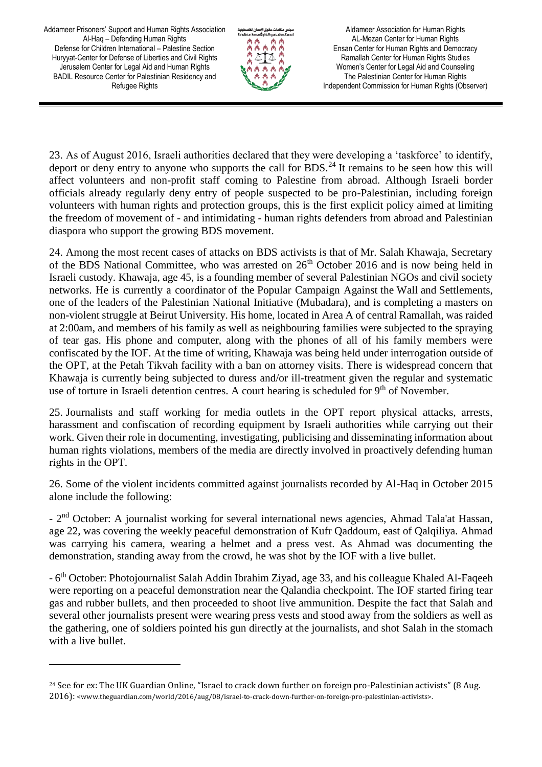23. As of August 2016, Israeli authorities declared that they were developing a 'taskforce' to identify, deport or deny entry to anyone who supports the call for BDS.[24] It remains to be seen how this will affect volunteers and non-profit staff coming to Palestine from abroad. Although Israeli border officials already regularly deny entry of people suspected to be pro-Palestinian, including foreign volunteers with human rights and protection groups, this is the first explicit policy aimed at limiting the freedom of movement of - and intimidating - human rights defenders from abroad and Palestinian diaspora who support the growing BDS movement.

24. Among the most recent cases of attacks on BDS activists is that of Mr. Salah Khawaja, Secretary of the BDS National Committee, who was arrested on 26th October 2016 and is now being held in Israeli custody. Khawaja, age 45, is a founding member of several Palestinian NGOs and civil society networks. He is currently a coordinator of the Popular Campaign Against the Wall and Settlements, one of the leaders of the Palestinian National Initiative (Mubadara), and is completing a masters on non-violent struggle at Beirut University. His home, located in Area A of central Ramallah, was raided at 2:00am, and members of his family as well as neighbouring families were subjected to the spraying of tear gas. His phone and computer, along with the phones of all of his family members were confiscated by the IOF. At the time of writing, Khawaja was being held under interrogation outside of the OPT, at the Petah Tikvah facility with a ban on attorney visits. There is widespread concern that Khawaja is currently being subjected to duress and/or ill-treatment given the regular and systematic use of torture in Israeli detention centres. A court hearing is scheduled for 9th of November.

25. Journalists and staff working for media outlets in the OPT report physical attacks, arrests, harassment and confiscation of recording equipment by Israeli authorities while carrying out their work. Given their role in documenting, investigating, publicising and disseminating information about human rights violations, members of the media are directly involved in proactively defending human rights in the OPT.

26. Some of the violent incidents committed against journalists recorded by Al-Haq in October 2015 alone include the following:

- 2nd October: A journalist working for several international news agencies, Ahmad Tala'at Hassan, age 22, was covering the weekly peaceful demonstration of Kufr Qaddoum, east of Qalqiliya. Ahmad was carrying his camera, wearing a helmet and a press vest. As Ahmad was documenting the demonstration, standing away from the crowd, he was shot by the IOF with a live bullet.

- 6th October: Photojournalist Salah Addin Ibrahim Ziyad, age 33, and his colleague Khaled Al-Faqeeh were reporting on a peaceful demonstration near the Qalandia checkpoint. The IOF started firing tear gas and rubber bullets, and then proceeded to shoot live ammunition. Despite the fact that Salah and several other journalists present were wearing press vests and stood away from the soldiers as well as the gathering, one of soldiers pointed his gun directly at the journalists, and shot Salah in the stomach with a live bullet.

---

[24] See for ex: The UK Guardian Online, "Israel to crack down further on foreign pro-Palestinian activists" (8 Aug. 2016): <www.theguardian.com/world/2016/aug/08/israel-to-crack-down-further-on-foreign-pro-palestinian-activists>.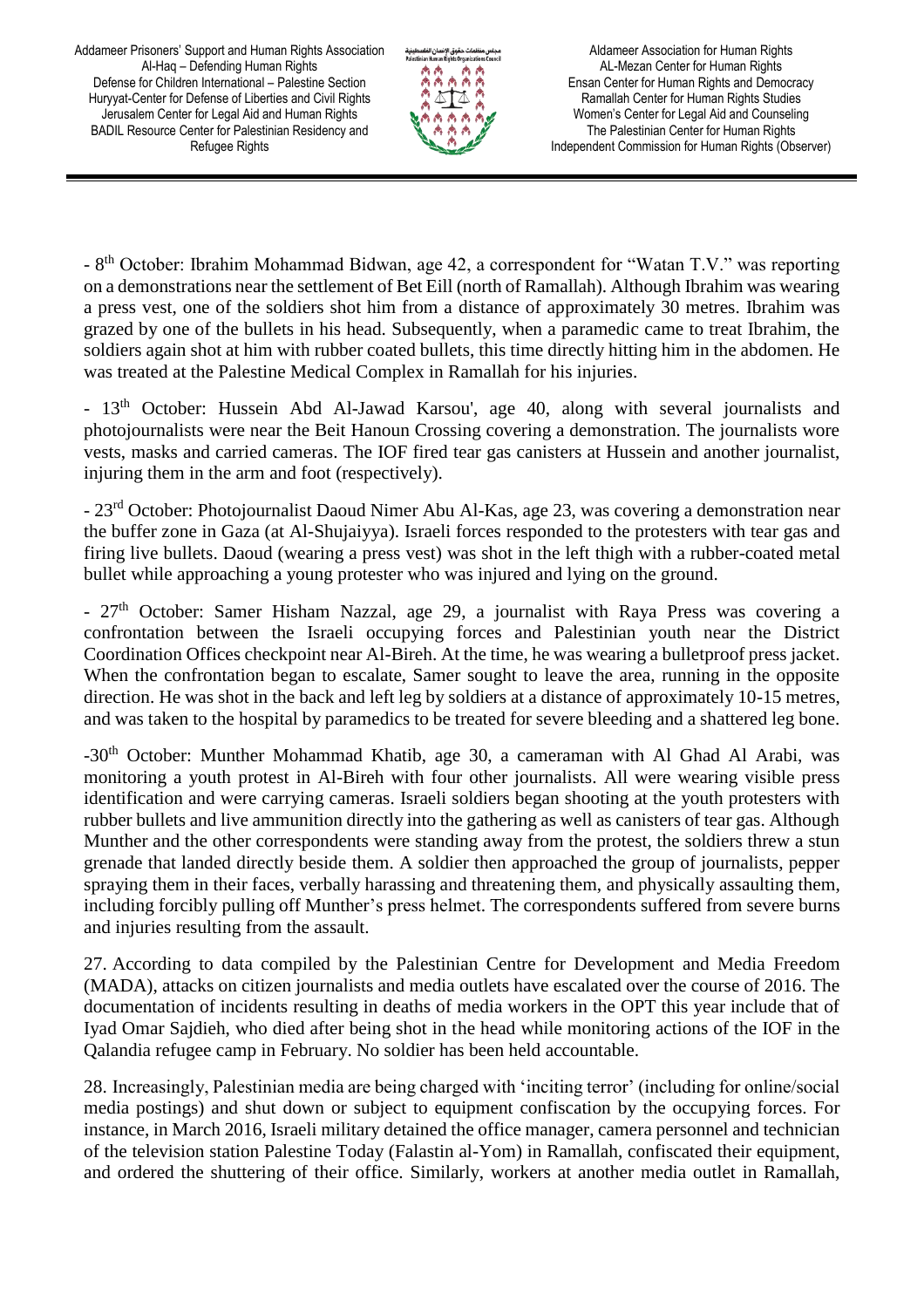- 8th October: Ibrahim Mohammad Bidwan, age 42, a correspondent for "Watan T.V." was reporting on a demonstrations near the settlement of Bet Eill (north of Ramallah). Although Ibrahim was wearing a press vest, one of the soldiers shot him from a distance of approximately 30 metres. Ibrahim was grazed by one of the bullets in his head. Subsequently, when a paramedic came to treat Ibrahim, the soldiers again shot at him with rubber coated bullets, this time directly hitting him in the abdomen. He was treated at the Palestine Medical Complex in Ramallah for his injuries.

- 13th October: Hussein Abd Al-Jawad Karsou', age 40, along with several journalists and photojournalists were near the Beit Hanoun Crossing covering a demonstration. The journalists wore vests, masks and carried cameras. The IOF fired tear gas canisters at Hussein and another journalist, injuring them in the arm and foot (respectively).

- 23rd October: Photojournalist Daoud Nimer Abu Al-Kas, age 23, was covering a demonstration near the buffer zone in Gaza (at Al-Shujaiyya). Israeli forces responded to the protesters with tear gas and firing live bullets. Daoud (wearing a press vest) was shot in the left thigh with a rubber-coated metal bullet while approaching a young protester who was injured and lying on the ground.

- 27th October: Samer Hisham Nazzal, age 29, a journalist with Raya Press was covering a confrontation between the Israeli occupying forces and Palestinian youth near the District Coordination Offices checkpoint near Al-Bireh. At the time, he was wearing a bulletproof press jacket. When the confrontation began to escalate, Samer sought to leave the area, running in the opposite direction. He was shot in the back and left leg by soldiers at a distance of approximately 10-15 metres, and was taken to the hospital by paramedics to be treated for severe bleeding and a shattered leg bone.

-30th October: Munther Mohammad Khatib, age 30, a cameraman with Al Ghad Al Arabi, was monitoring a youth protest in Al-Bireh with four other journalists. All were wearing visible press identification and were carrying cameras. Israeli soldiers began shooting at the youth protesters with rubber bullets and live ammunition directly into the gathering as well as canisters of tear gas. Although Munther and the other correspondents were standing away from the protest, the soldiers threw a stun grenade that landed directly beside them. A soldier then approached the group of journalists, pepper spraying them in their faces, verbally harassing and threatening them, and physically assaulting them, including forcibly pulling off Munther's press helmet. The correspondents suffered from severe burns and injuries resulting from the assault.

27. According to data compiled by the Palestinian Centre for Development and Media Freedom (MADA), attacks on citizen journalists and media outlets have escalated over the course of 2016. The documentation of incidents resulting in deaths of media workers in the OPT this year include that of Iyad Omar Sajdieh, who died after being shot in the head while monitoring actions of the IOF in the Qalandia refugee camp in February. No soldier has been held accountable.

28. Increasingly, Palestinian media are being charged with 'inciting terror' (including for online/social media postings) and shut down or subject to equipment confiscation by the occupying forces. For instance, in March 2016, Israeli military detained the office manager, camera personnel and technician of the television station Palestine Today (Falastin al-Yom) in Ramallah, confiscated their equipment, and ordered the shuttering of their office. Similarly, workers at another media outlet in Ramallah,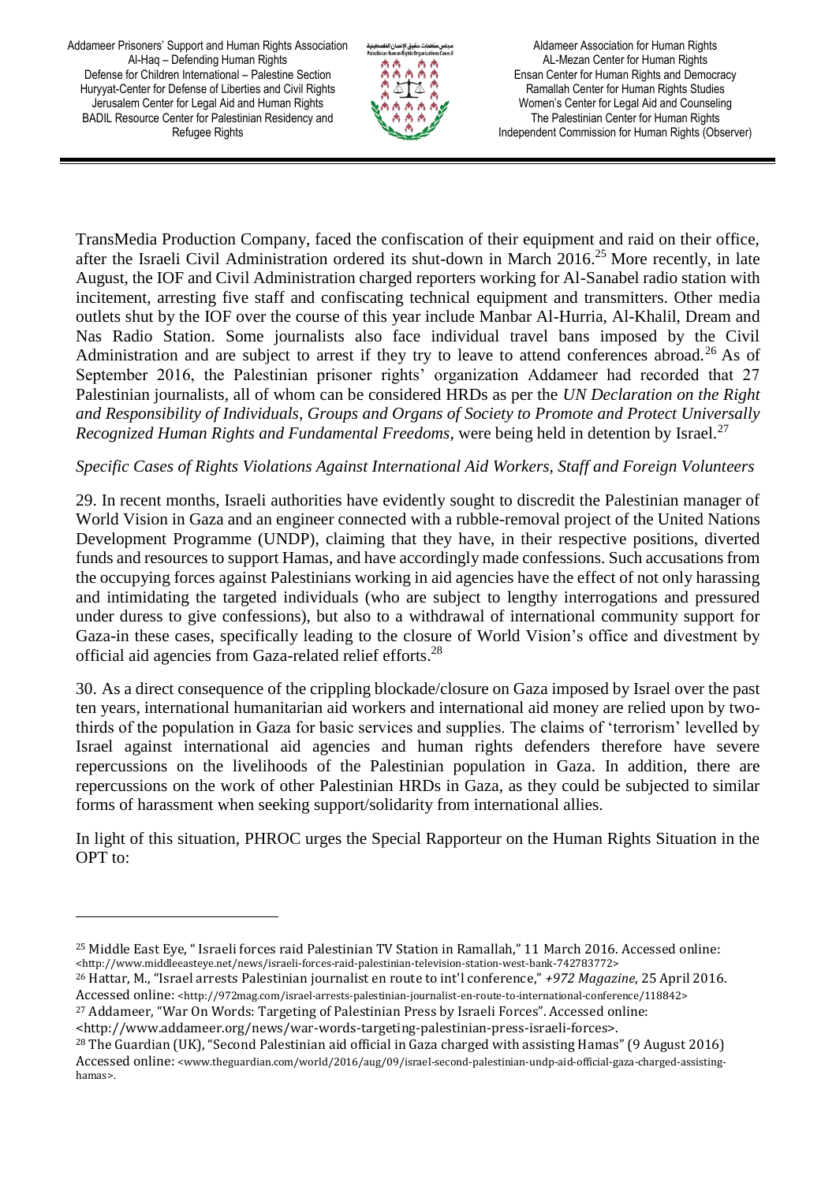TransMedia Production Company, faced the confiscation of their equipment and raid on their office, after the Israeli Civil Administration ordered its shut-down in March 2016.[25] More recently, in late August, the IOF and Civil Administration charged reporters working for Al-Sanabel radio station with incitement, arresting five staff and confiscating technical equipment and transmitters. Other media outlets shut by the IOF over the course of this year include Manbar Al-Hurria, Al-Khalil, Dream and Nas Radio Station. Some journalists also face individual travel bans imposed by the Civil Administration and are subject to arrest if they try to leave to attend conferences abroad.[26] As of September 2016, the Palestinian prisoner rights' organization Addameer had recorded that 27 Palestinian journalists, all of whom can be considered HRDs as per the *UN Declaration on the Right and Responsibility of Individuals, Groups and Organs of Society to Promote and Protect Universally Recognized Human Rights and Fundamental Freedoms*, were being held in detention by Israel.[27]

*Specific Cases of Rights Violations Against International Aid Workers, Staff and Foreign Volunteers*

29. In recent months, Israeli authorities have evidently sought to discredit the Palestinian manager of World Vision in Gaza and an engineer connected with a rubble-removal project of the United Nations Development Programme (UNDP), claiming that they have, in their respective positions, diverted funds and resources to support Hamas, and have accordingly made confessions. Such accusations from the occupying forces against Palestinians working in aid agencies have the effect of not only harassing and intimidating the targeted individuals (who are subject to lengthy interrogations and pressured under duress to give confessions), but also to a withdrawal of international community support for Gaza-in these cases, specifically leading to the closure of World Vision's office and divestment by official aid agencies from Gaza-related relief efforts.[28]

30. As a direct consequence of the crippling blockade/closure on Gaza imposed by Israel over the past ten years, international humanitarian aid workers and international aid money are relied upon by two-thirds of the population in Gaza for basic services and supplies. The claims of 'terrorism' levelled by Israel against international aid agencies and human rights defenders therefore have severe repercussions on the livelihoods of the Palestinian population in Gaza. In addition, there are repercussions on the work of other Palestinian HRDs in Gaza, as they could be subjected to similar forms of harassment when seeking support/solidarity from international allies.

In light of this situation, PHROC urges the Special Rapporteur on the Human Rights Situation in the OPT to:

---

[25] Middle East Eye, " Israeli forces raid Palestinian TV Station in Ramallah," 11 March 2016. Accessed online: <http://www.middleeasteye.net/news/israeli-forces-raid-palestinian-television-station-west-bank-742783772>

[26] Hattar, M., "Israel arrests Palestinian journalist en route to int'l conference," *+972 Magazine*, 25 April 2016. Accessed online: <http://972mag.com/israel-arrests-palestinian-journalist-en-route-to-international-conference/118842>

[27] Addameer, "War On Words: Targeting of Palestinian Press by Israeli Forces". Accessed online: <http://www.addameer.org/news/war-words-targeting-palestinian-press-israeli-forces>.

[28] The Guardian (UK), "Second Palestinian aid official in Gaza charged with assisting Hamas" (9 August 2016) Accessed online: <www.theguardian.com/world/2016/aug/09/israel-second-palestinian-undp-aid-official-gaza-charged-assisting-hamas>.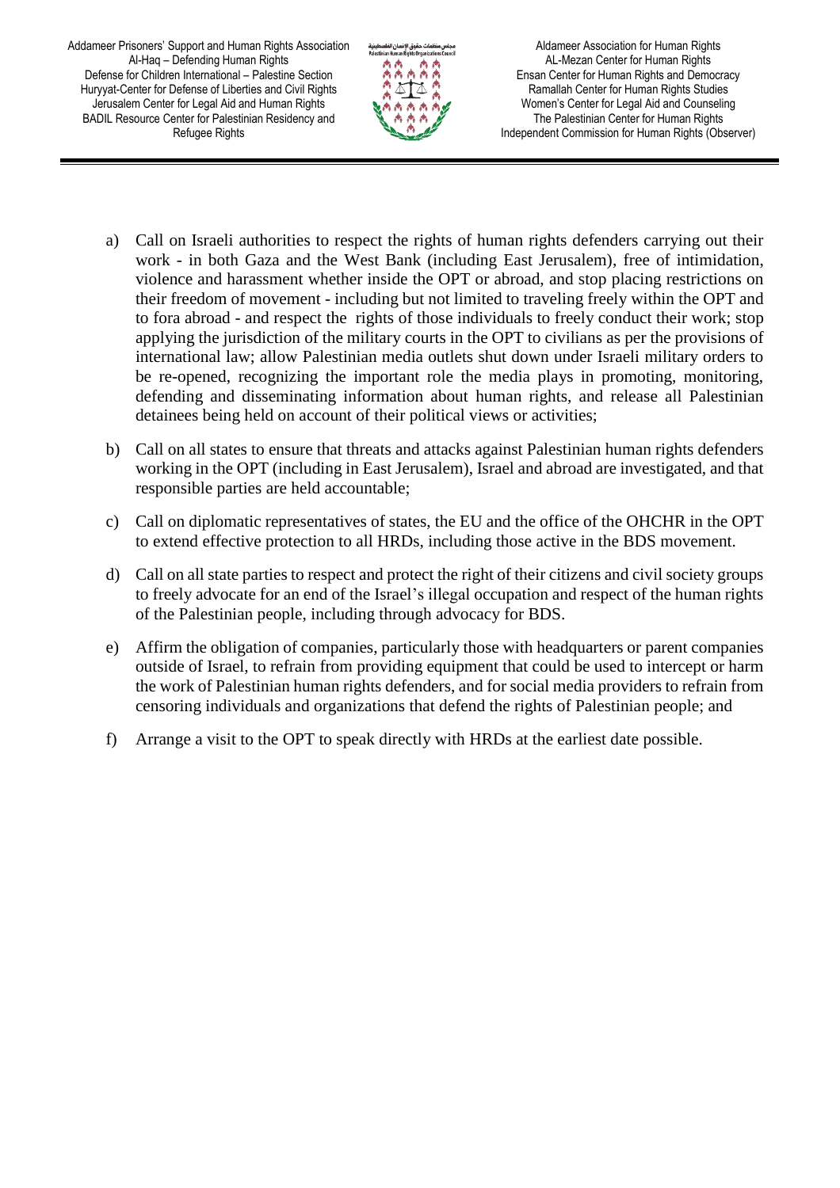a) Call on Israeli authorities to respect the rights of human rights defenders carrying out their work - in both Gaza and the West Bank (including East Jerusalem), free of intimidation, violence and harassment whether inside the OPT or abroad, and stop placing restrictions on their freedom of movement - including but not limited to traveling freely within the OPT and to fora abroad - and respect the rights of those individuals to freely conduct their work; stop applying the jurisdiction of the military courts in the OPT to civilians as per the provisions of international law; allow Palestinian media outlets shut down under Israeli military orders to be re-opened, recognizing the important role the media plays in promoting, monitoring, defending and disseminating information about human rights, and release all Palestinian detainees being held on account of their political views or activities;

b) Call on all states to ensure that threats and attacks against Palestinian human rights defenders working in the OPT (including in East Jerusalem), Israel and abroad are investigated, and that responsible parties are held accountable;

c) Call on diplomatic representatives of states, the EU and the office of the OHCHR in the OPT to extend effective protection to all HRDs, including those active in the BDS movement.

d) Call on all state parties to respect and protect the right of their citizens and civil society groups to freely advocate for an end of the Israel's illegal occupation and respect of the human rights of the Palestinian people, including through advocacy for BDS.

e) Affirm the obligation of companies, particularly those with headquarters or parent companies outside of Israel, to refrain from providing equipment that could be used to intercept or harm the work of Palestinian human rights defenders, and for social media providers to refrain from censoring individuals and organizations that defend the rights of Palestinian people; and

f) Arrange a visit to the OPT to speak directly with HRDs at the earliest date possible.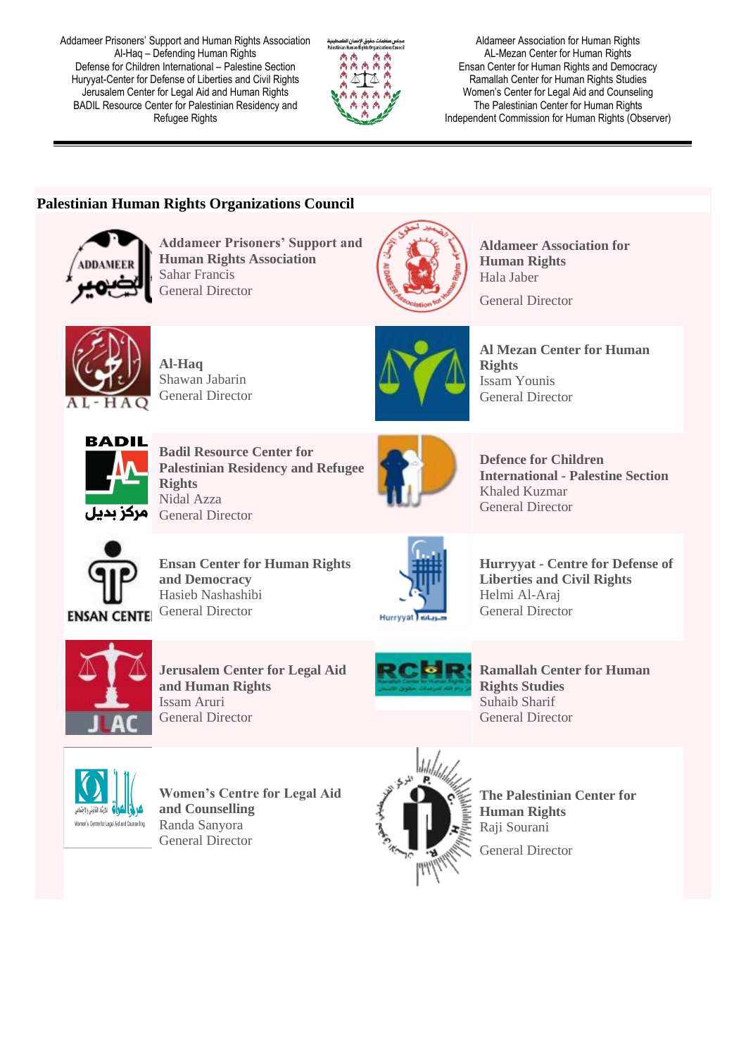Addameer Prisoners' Support and Human Rights Association
Al-Haq – Defending Human Rights
Defense for Children International – Palestine Section
Huryyat-Center for Defense of Liberties and Civil Rights
Jerusalem Center for Legal Aid and Human Rights
BADIL Resource Center for Palestinian Residency and Refugee Rights

Aldameer Association for Human Rights
AL-Mezan Center for Human Rights
Ensan Center for Human Rights and Democracy
Ramallah Center for Human Rights Studies
Women's Center for Legal Aid and Counseling
The Palestinian Center for Human Rights
Independent Commission for Human Rights (Observer)

## Palestinian Human Rights Organizations Council

**Addameer Prisoners' Support and Human Rights Association**
Sahar Francis
General Director

**Aldameer Association for Human Rights**
Hala Jaber
General Director

**Al-Haq**
Shawan Jabarin
General Director

**Al Mezan Center for Human Rights**
Issam Younis
General Director

**Badil Resource Center for Palestinian Residency and Refugee Rights**
Nidal Azza
General Director

**Defence for Children International - Palestine Section**
Khaled Kuzmar
General Director

**Ensan Center for Human Rights and Democracy**
Hasieb Nashashibi
General Director

**Hurryyat - Centre for Defense of Liberties and Civil Rights**
Helmi Al-Araj
General Director

**Jerusalem Center for Legal Aid and Human Rights**
Issam Aruri
General Director

**Ramallah Center for Human Rights Studies**
Suhaib Sharif
General Director

**Women's Centre for Legal Aid and Counselling**
Randa Sanyora
General Director

**The Palestinian Center for Human Rights**
Raji Sourani
General Director